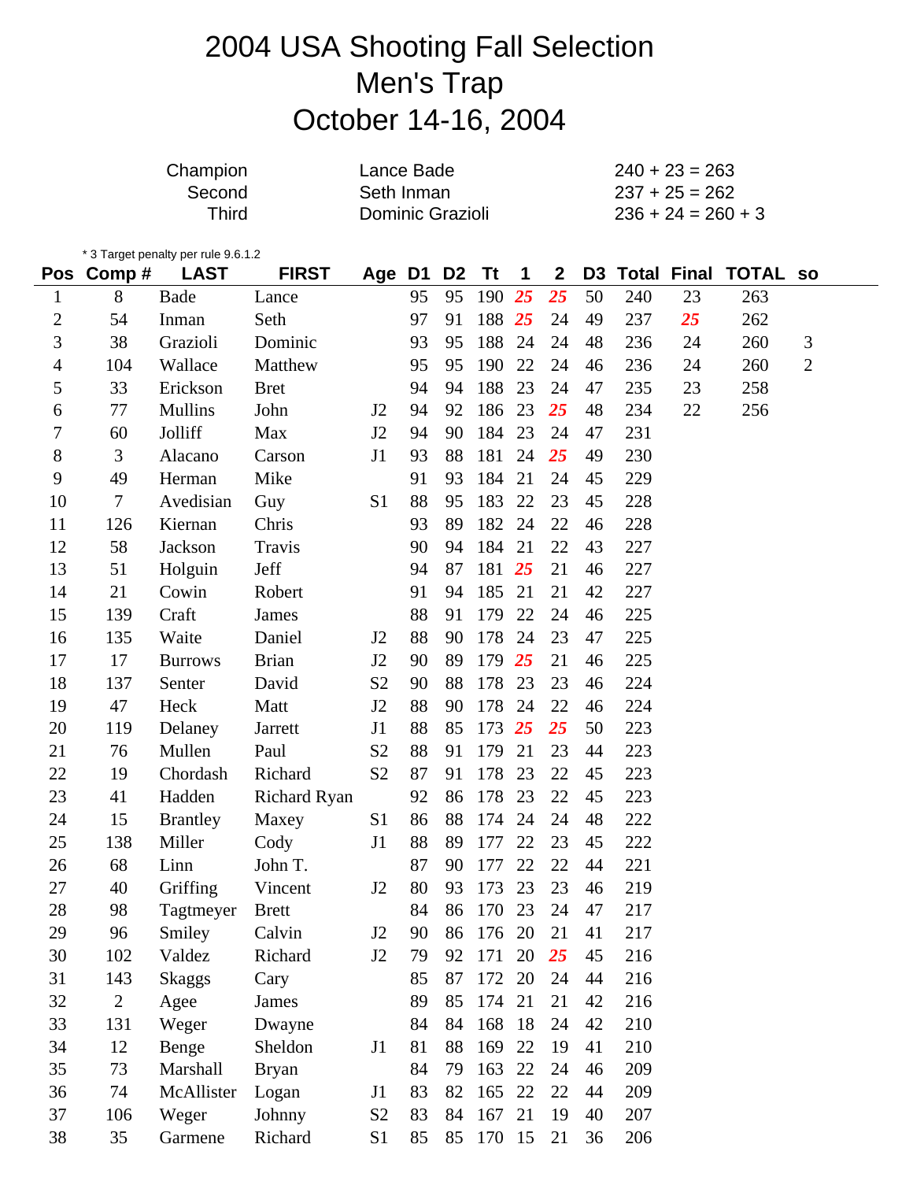# 2004 USA Shooting Fall Selection
# Men's Trap
# October 14-16, 2004

| | | |
|---|---|---|
| Champion | Lance Bade | 240 + 23 = 263 |
| Second | Seth Inman | 237 + 25 = 262 |
| Third | Dominic Grazioli | 236 + 24 = 260 + 3 |

* 3 Target penalty per rule 9.6.1.2

| Pos | Comp # | LAST | FIRST | Age | D1 | D2 | Tt | 1 | 2 | D3 | Total | Final | TOTAL | so |
|---|---|---|---|---|---|---|---|---|---|---|---|---|---|---|
| 1 | 8 | Bade | Lance | | 95 | 95 | 190 | ***25*** | ***25*** | 50 | 240 | 23 | 263 | |
| 2 | 54 | Inman | Seth | | 97 | 91 | 188 | ***25*** | 24 | 49 | 237 | ***25*** | 262 | |
| 3 | 38 | Grazioli | Dominic | | 93 | 95 | 188 | 24 | 24 | 48 | 236 | 24 | 260 | 3 |
| 4 | 104 | Wallace | Matthew | | 95 | 95 | 190 | 22 | 24 | 46 | 236 | 24 | 260 | 2 |
| 5 | 33 | Erickson | Bret | | 94 | 94 | 188 | 23 | 24 | 47 | 235 | 23 | 258 | |
| 6 | 77 | Mullins | John | J2 | 94 | 92 | 186 | 23 | ***25*** | 48 | 234 | 22 | 256 | |
| 7 | 60 | Jolliff | Max | J2 | 94 | 90 | 184 | 23 | 24 | 47 | 231 | | | |
| 8 | 3 | Alacano | Carson | J1 | 93 | 88 | 181 | 24 | ***25*** | 49 | 230 | | | |
| 9 | 49 | Herman | Mike | | 91 | 93 | 184 | 21 | 24 | 45 | 229 | | | |
| 10 | 7 | Avedisian | Guy | S1 | 88 | 95 | 183 | 22 | 23 | 45 | 228 | | | |
| 11 | 126 | Kiernan | Chris | | 93 | 89 | 182 | 24 | 22 | 46 | 228 | | | |
| 12 | 58 | Jackson | Travis | | 90 | 94 | 184 | 21 | 22 | 43 | 227 | | | |
| 13 | 51 | Holguin | Jeff | | 94 | 87 | 181 | ***25*** | 21 | 46 | 227 | | | |
| 14 | 21 | Cowin | Robert | | 91 | 94 | 185 | 21 | 21 | 42 | 227 | | | |
| 15 | 139 | Craft | James | | 88 | 91 | 179 | 22 | 24 | 46 | 225 | | | |
| 16 | 135 | Waite | Daniel | J2 | 88 | 90 | 178 | 24 | 23 | 47 | 225 | | | |
| 17 | 17 | Burrows | Brian | J2 | 90 | 89 | 179 | ***25*** | 21 | 46 | 225 | | | |
| 18 | 137 | Senter | David | S2 | 90 | 88 | 178 | 23 | 23 | 46 | 224 | | | |
| 19 | 47 | Heck | Matt | J2 | 88 | 90 | 178 | 24 | 22 | 46 | 224 | | | |
| 20 | 119 | Delaney | Jarrett | J1 | 88 | 85 | 173 | ***25*** | ***25*** | 50 | 223 | | | |
| 21 | 76 | Mullen | Paul | S2 | 88 | 91 | 179 | 21 | 23 | 44 | 223 | | | |
| 22 | 19 | Chordash | Richard | S2 | 87 | 91 | 178 | 23 | 22 | 45 | 223 | | | |
| 23 | 41 | Hadden | Richard Ryan | | 92 | 86 | 178 | 23 | 22 | 45 | 223 | | | |
| 24 | 15 | Brantley | Maxey | S1 | 86 | 88 | 174 | 24 | 24 | 48 | 222 | | | |
| 25 | 138 | Miller | Cody | J1 | 88 | 89 | 177 | 22 | 23 | 45 | 222 | | | |
| 26 | 68 | Linn | John T. | | 87 | 90 | 177 | 22 | 22 | 44 | 221 | | | |
| 27 | 40 | Griffing | Vincent | J2 | 80 | 93 | 173 | 23 | 23 | 46 | 219 | | | |
| 28 | 98 | Tagtmeyer | Brett | | 84 | 86 | 170 | 23 | 24 | 47 | 217 | | | |
| 29 | 96 | Smiley | Calvin | J2 | 90 | 86 | 176 | 20 | 21 | 41 | 217 | | | |
| 30 | 102 | Valdez | Richard | J2 | 79 | 92 | 171 | 20 | ***25*** | 45 | 216 | | | |
| 31 | 143 | Skaggs | Cary | | 85 | 87 | 172 | 20 | 24 | 44 | 216 | | | |
| 32 | 2 | Agee | James | | 89 | 85 | 174 | 21 | 21 | 42 | 216 | | | |
| 33 | 131 | Weger | Dwayne | | 84 | 84 | 168 | 18 | 24 | 42 | 210 | | | |
| 34 | 12 | Benge | Sheldon | J1 | 81 | 88 | 169 | 22 | 19 | 41 | 210 | | | |
| 35 | 73 | Marshall | Bryan | | 84 | 79 | 163 | 22 | 24 | 46 | 209 | | | |
| 36 | 74 | McAllister | Logan | J1 | 83 | 82 | 165 | 22 | 22 | 44 | 209 | | | |
| 37 | 106 | Weger | Johnny | S2 | 83 | 84 | 167 | 21 | 19 | 40 | 207 | | | |
| 38 | 35 | Garmene | Richard | S1 | 85 | 85 | 170 | 15 | 21 | 36 | 206 | | | |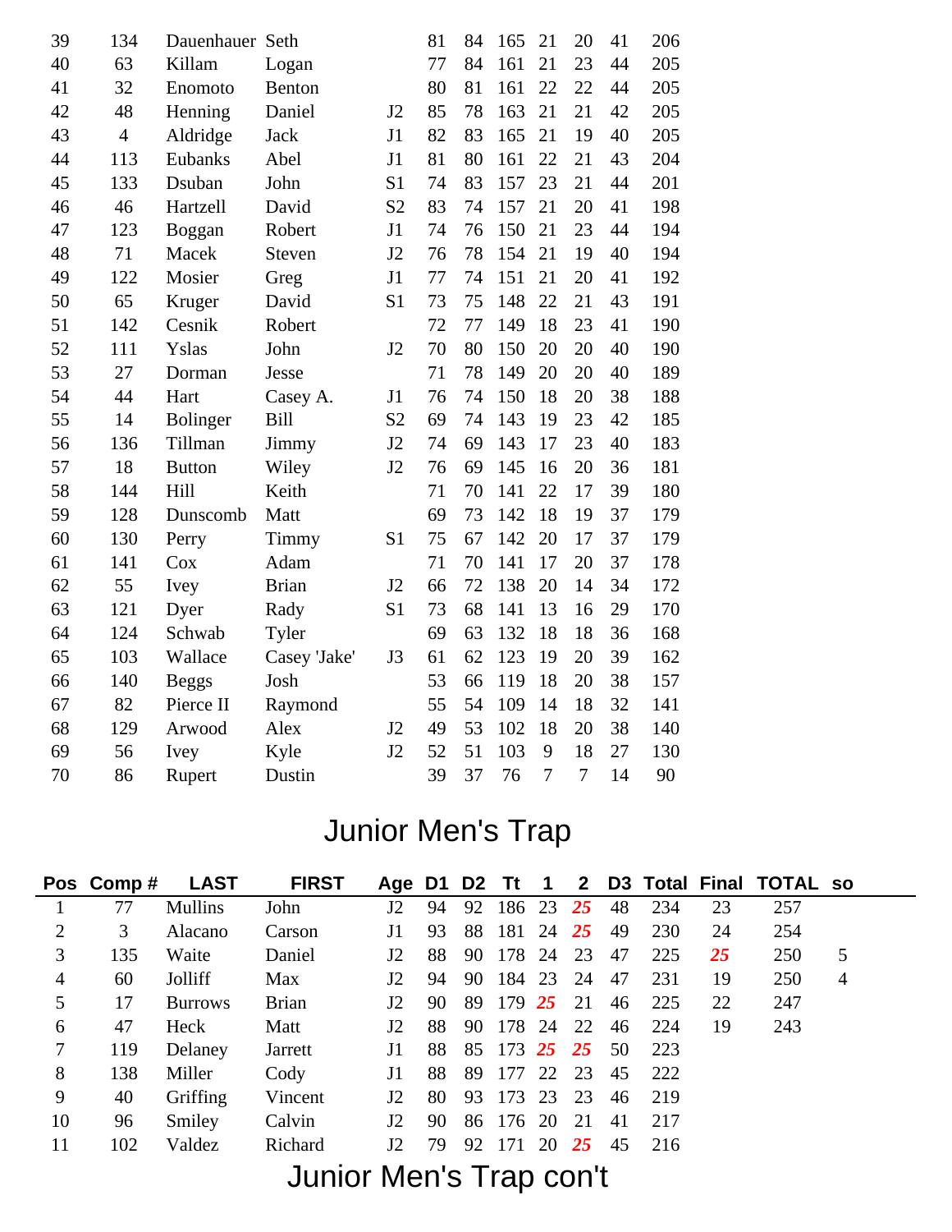| | | | | | | | | | | | |
|---|---|---|---|---|---|---|---|---|---|---|---|
| 39 | 134 | Dauenhauer | Seth | | 81 | 84 | 165 | 21 | 20 | 41 | 206 |
| 40 | 63 | Killam | Logan | | 77 | 84 | 161 | 21 | 23 | 44 | 205 |
| 41 | 32 | Enomoto | Benton | | 80 | 81 | 161 | 22 | 22 | 44 | 205 |
| 42 | 48 | Henning | Daniel | J2 | 85 | 78 | 163 | 21 | 21 | 42 | 205 |
| 43 | 4 | Aldridge | Jack | J1 | 82 | 83 | 165 | 21 | 19 | 40 | 205 |
| 44 | 113 | Eubanks | Abel | J1 | 81 | 80 | 161 | 22 | 21 | 43 | 204 |
| 45 | 133 | Dsuban | John | S1 | 74 | 83 | 157 | 23 | 21 | 44 | 201 |
| 46 | 46 | Hartzell | David | S2 | 83 | 74 | 157 | 21 | 20 | 41 | 198 |
| 47 | 123 | Boggan | Robert | J1 | 74 | 76 | 150 | 21 | 23 | 44 | 194 |
| 48 | 71 | Macek | Steven | J2 | 76 | 78 | 154 | 21 | 19 | 40 | 194 |
| 49 | 122 | Mosier | Greg | J1 | 77 | 74 | 151 | 21 | 20 | 41 | 192 |
| 50 | 65 | Kruger | David | S1 | 73 | 75 | 148 | 22 | 21 | 43 | 191 |
| 51 | 142 | Cesnik | Robert | | 72 | 77 | 149 | 18 | 23 | 41 | 190 |
| 52 | 111 | Yslas | John | J2 | 70 | 80 | 150 | 20 | 20 | 40 | 190 |
| 53 | 27 | Dorman | Jesse | | 71 | 78 | 149 | 20 | 20 | 40 | 189 |
| 54 | 44 | Hart | Casey A. | J1 | 76 | 74 | 150 | 18 | 20 | 38 | 188 |
| 55 | 14 | Bolinger | Bill | S2 | 69 | 74 | 143 | 19 | 23 | 42 | 185 |
| 56 | 136 | Tillman | Jimmy | J2 | 74 | 69 | 143 | 17 | 23 | 40 | 183 |
| 57 | 18 | Button | Wiley | J2 | 76 | 69 | 145 | 16 | 20 | 36 | 181 |
| 58 | 144 | Hill | Keith | | 71 | 70 | 141 | 22 | 17 | 39 | 180 |
| 59 | 128 | Dunscomb | Matt | | 69 | 73 | 142 | 18 | 19 | 37 | 179 |
| 60 | 130 | Perry | Timmy | S1 | 75 | 67 | 142 | 20 | 17 | 37 | 179 |
| 61 | 141 | Cox | Adam | | 71 | 70 | 141 | 17 | 20 | 37 | 178 |
| 62 | 55 | Ivey | Brian | J2 | 66 | 72 | 138 | 20 | 14 | 34 | 172 |
| 63 | 121 | Dyer | Rady | S1 | 73 | 68 | 141 | 13 | 16 | 29 | 170 |
| 64 | 124 | Schwab | Tyler | | 69 | 63 | 132 | 18 | 18 | 36 | 168 |
| 65 | 103 | Wallace | Casey 'Jake' | J3 | 61 | 62 | 123 | 19 | 20 | 39 | 162 |
| 66 | 140 | Beggs | Josh | | 53 | 66 | 119 | 18 | 20 | 38 | 157 |
| 67 | 82 | Pierce II | Raymond | | 55 | 54 | 109 | 14 | 18 | 32 | 141 |
| 68 | 129 | Arwood | Alex | J2 | 49 | 53 | 102 | 18 | 20 | 38 | 140 |
| 69 | 56 | Ivey | Kyle | J2 | 52 | 51 | 103 | 9 | 18 | 27 | 130 |
| 70 | 86 | Rupert | Dustin | | 39 | 37 | 76 | 7 | 7 | 14 | 90 |

# Junior Men's Trap

| Pos | Comp # | LAST | FIRST | Age | D1 | D2 | Tt | 1 | 2 | D3 | Total | Final | TOTAL | so |
|---|---|---|---|---|---|---|---|---|---|---|---|---|---|---|
| 1 | 77 | Mullins | John | J2 | 94 | 92 | 186 | 23 | ***25*** | 48 | 234 | 23 | 257 | |
| 2 | 3 | Alacano | Carson | J1 | 93 | 88 | 181 | 24 | ***25*** | 49 | 230 | 24 | 254 | |
| 3 | 135 | Waite | Daniel | J2 | 88 | 90 | 178 | 24 | 23 | 47 | 225 | ***25*** | 250 | 5 |
| 4 | 60 | Jolliff | Max | J2 | 94 | 90 | 184 | 23 | 24 | 47 | 231 | 19 | 250 | 4 |
| 5 | 17 | Burrows | Brian | J2 | 90 | 89 | 179 | ***25*** | 21 | 46 | 225 | 22 | 247 | |
| 6 | 47 | Heck | Matt | J2 | 88 | 90 | 178 | 24 | 22 | 46 | 224 | 19 | 243 | |
| 7 | 119 | Delaney | Jarrett | J1 | 88 | 85 | 173 | ***25*** | ***25*** | 50 | 223 | | | |
| 8 | 138 | Miller | Cody | J1 | 88 | 89 | 177 | 22 | 23 | 45 | 222 | | | |
| 9 | 40 | Griffing | Vincent | J2 | 80 | 93 | 173 | 23 | 23 | 46 | 219 | | | |
| 10 | 96 | Smiley | Calvin | J2 | 90 | 86 | 176 | 20 | 21 | 41 | 217 | | | |
| 11 | 102 | Valdez | Richard | J2 | 79 | 92 | 171 | 20 | ***25*** | 45 | 216 | | | |

# Junior Men's Trap con't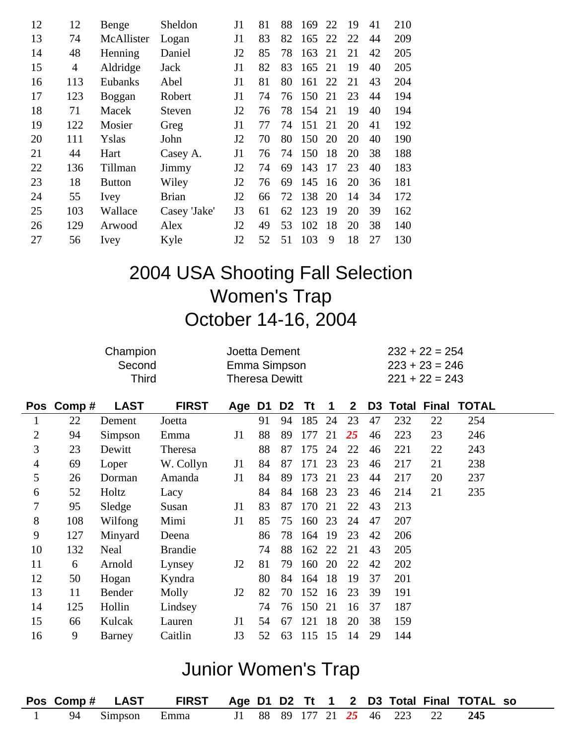| | | | | | | | | | | | |
|---|---|---|---|---|---|---|---|---|---|---|---|
| 12 | 12 | Benge | Sheldon | J1 | 81 | 88 | 169 | 22 | 19 | 41 | 210 |
| 13 | 74 | McAllister | Logan | J1 | 83 | 82 | 165 | 22 | 22 | 44 | 209 |
| 14 | 48 | Henning | Daniel | J2 | 85 | 78 | 163 | 21 | 21 | 42 | 205 |
| 15 | 4 | Aldridge | Jack | J1 | 82 | 83 | 165 | 21 | 19 | 40 | 205 |
| 16 | 113 | Eubanks | Abel | J1 | 81 | 80 | 161 | 22 | 21 | 43 | 204 |
| 17 | 123 | Boggan | Robert | J1 | 74 | 76 | 150 | 21 | 23 | 44 | 194 |
| 18 | 71 | Macek | Steven | J2 | 76 | 78 | 154 | 21 | 19 | 40 | 194 |
| 19 | 122 | Mosier | Greg | J1 | 77 | 74 | 151 | 21 | 20 | 41 | 192 |
| 20 | 111 | Yslas | John | J2 | 70 | 80 | 150 | 20 | 20 | 40 | 190 |
| 21 | 44 | Hart | Casey A. | J1 | 76 | 74 | 150 | 18 | 20 | 38 | 188 |
| 22 | 136 | Tillman | Jimmy | J2 | 74 | 69 | 143 | 17 | 23 | 40 | 183 |
| 23 | 18 | Button | Wiley | J2 | 76 | 69 | 145 | 16 | 20 | 36 | 181 |
| 24 | 55 | Ivey | Brian | J2 | 66 | 72 | 138 | 20 | 14 | 34 | 172 |
| 25 | 103 | Wallace | Casey 'Jake' | J3 | 61 | 62 | 123 | 19 | 20 | 39 | 162 |
| 26 | 129 | Arwood | Alex | J2 | 49 | 53 | 102 | 18 | 20 | 38 | 140 |
| 27 | 56 | Ivey | Kyle | J2 | 52 | 51 | 103 | 9 | 18 | 27 | 130 |

# 2004 USA Shooting Fall Selection
# Women's Trap
# October 14-16, 2004

| | | |
|---|---|---|
| Champion | Joetta Dement | 232 + 22 = 254 |
| Second | Emma Simpson | 223 + 23 = 246 |
| Third | Theresa Dewitt | 221 + 22 = 243 |

| Pos | Comp # | LAST | FIRST | Age | D1 | D2 | Tt | 1 | 2 | D3 | Total | Final | TOTAL |
|---|---|---|---|---|---|---|---|---|---|---|---|---|---|
| 1 | 22 | Dement | Joetta | | 91 | 94 | 185 | 24 | 23 | 47 | 232 | 22 | 254 |
| 2 | 94 | Simpson | Emma | J1 | 88 | 89 | 177 | 21 | ***25*** | 46 | 223 | 23 | 246 |
| 3 | 23 | Dewitt | Theresa | | 88 | 87 | 175 | 24 | 22 | 46 | 221 | 22 | 243 |
| 4 | 69 | Loper | W. Collyn | J1 | 84 | 87 | 171 | 23 | 23 | 46 | 217 | 21 | 238 |
| 5 | 26 | Dorman | Amanda | J1 | 84 | 89 | 173 | 21 | 23 | 44 | 217 | 20 | 237 |
| 6 | 52 | Holtz | Lacy | | 84 | 84 | 168 | 23 | 23 | 46 | 214 | 21 | 235 |
| 7 | 95 | Sledge | Susan | J1 | 83 | 87 | 170 | 21 | 22 | 43 | 213 | | |
| 8 | 108 | Wilfong | Mimi | J1 | 85 | 75 | 160 | 23 | 24 | 47 | 207 | | |
| 9 | 127 | Minyard | Deena | | 86 | 78 | 164 | 19 | 23 | 42 | 206 | | |
| 10 | 132 | Neal | Brandie | | 74 | 88 | 162 | 22 | 21 | 43 | 205 | | |
| 11 | 6 | Arnold | Lynsey | J2 | 81 | 79 | 160 | 20 | 22 | 42 | 202 | | |
| 12 | 50 | Hogan | Kyndra | | 80 | 84 | 164 | 18 | 19 | 37 | 201 | | |
| 13 | 11 | Bender | Molly | J2 | 82 | 70 | 152 | 16 | 23 | 39 | 191 | | |
| 14 | 125 | Hollin | Lindsey | | 74 | 76 | 150 | 21 | 16 | 37 | 187 | | |
| 15 | 66 | Kulcak | Lauren | J1 | 54 | 67 | 121 | 18 | 20 | 38 | 159 | | |
| 16 | 9 | Barney | Caitlin | J3 | 52 | 63 | 115 | 15 | 14 | 29 | 144 | | |

# Junior Women's Trap

| Pos | Comp # | LAST | FIRST | Age | D1 | D2 | Tt | 1 | 2 | D3 | Total | Final | TOTAL | so |
|---|---|---|---|---|---|---|---|---|---|---|---|---|---|---|
| 1 | 94 | Simpson | Emma | J1 | 88 | 89 | 177 | 21 | ***25*** | 46 | 223 | 22 | **245** | |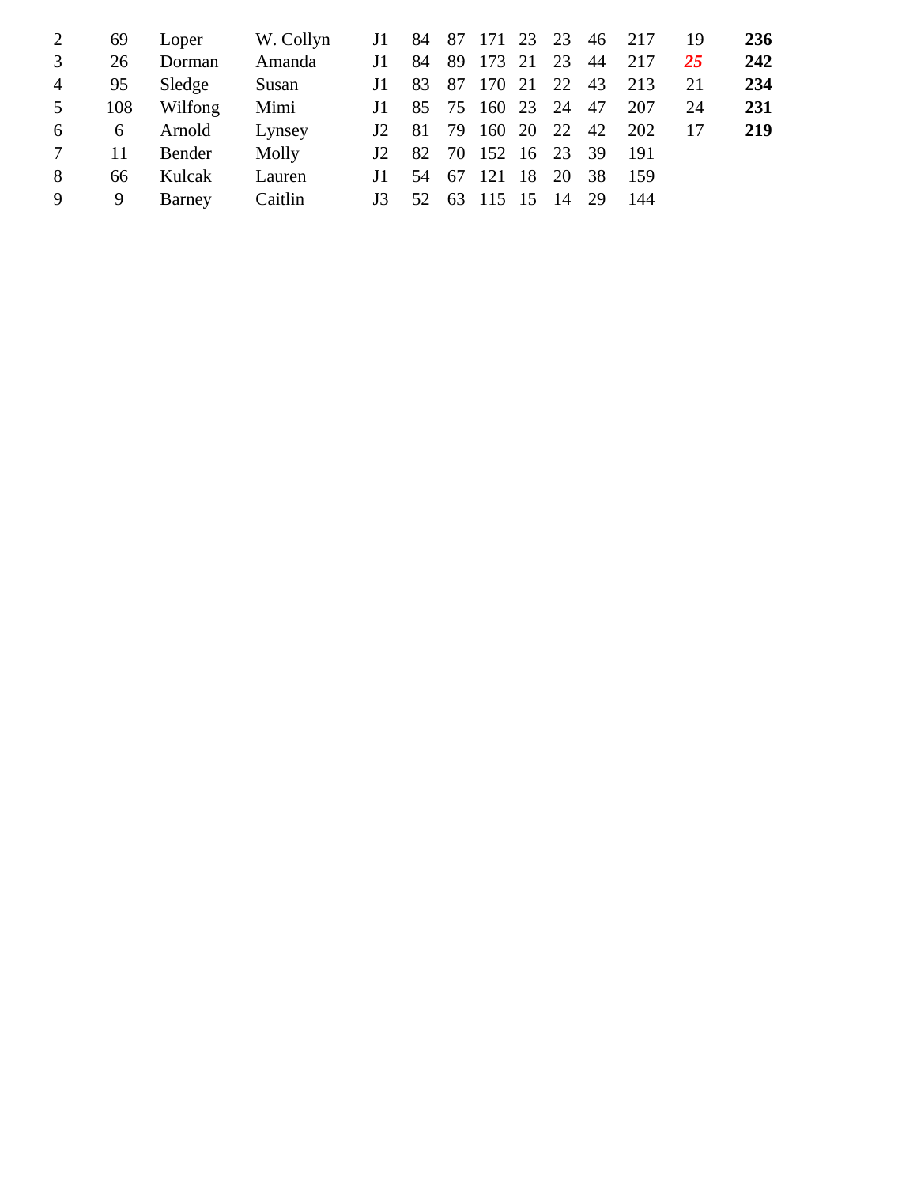| | | | | | | | | | | | | | |
|---|---|---|---|---|---|---|---|---|---|---|---|---|---|
| 2 | 69 | Loper | W. Collyn | J1 | 84 | 87 | 171 | 23 | 23 | 46 | 217 | 19 | **236** |
| 3 | 26 | Dorman | Amanda | J1 | 84 | 89 | 173 | 21 | 23 | 44 | 217 | ***25*** | **242** |
| 4 | 95 | Sledge | Susan | J1 | 83 | 87 | 170 | 21 | 22 | 43 | 213 | 21 | **234** |
| 5 | 108 | Wilfong | Mimi | J1 | 85 | 75 | 160 | 23 | 24 | 47 | 207 | 24 | **231** |
| 6 | 6 | Arnold | Lynsey | J2 | 81 | 79 | 160 | 20 | 22 | 42 | 202 | 17 | **219** |
| 7 | 11 | Bender | Molly | J2 | 82 | 70 | 152 | 16 | 23 | 39 | 191 | | |
| 8 | 66 | Kulcak | Lauren | J1 | 54 | 67 | 121 | 18 | 20 | 38 | 159 | | |
| 9 | 9 | Barney | Caitlin | J3 | 52 | 63 | 115 | 15 | 14 | 29 | 144 | | |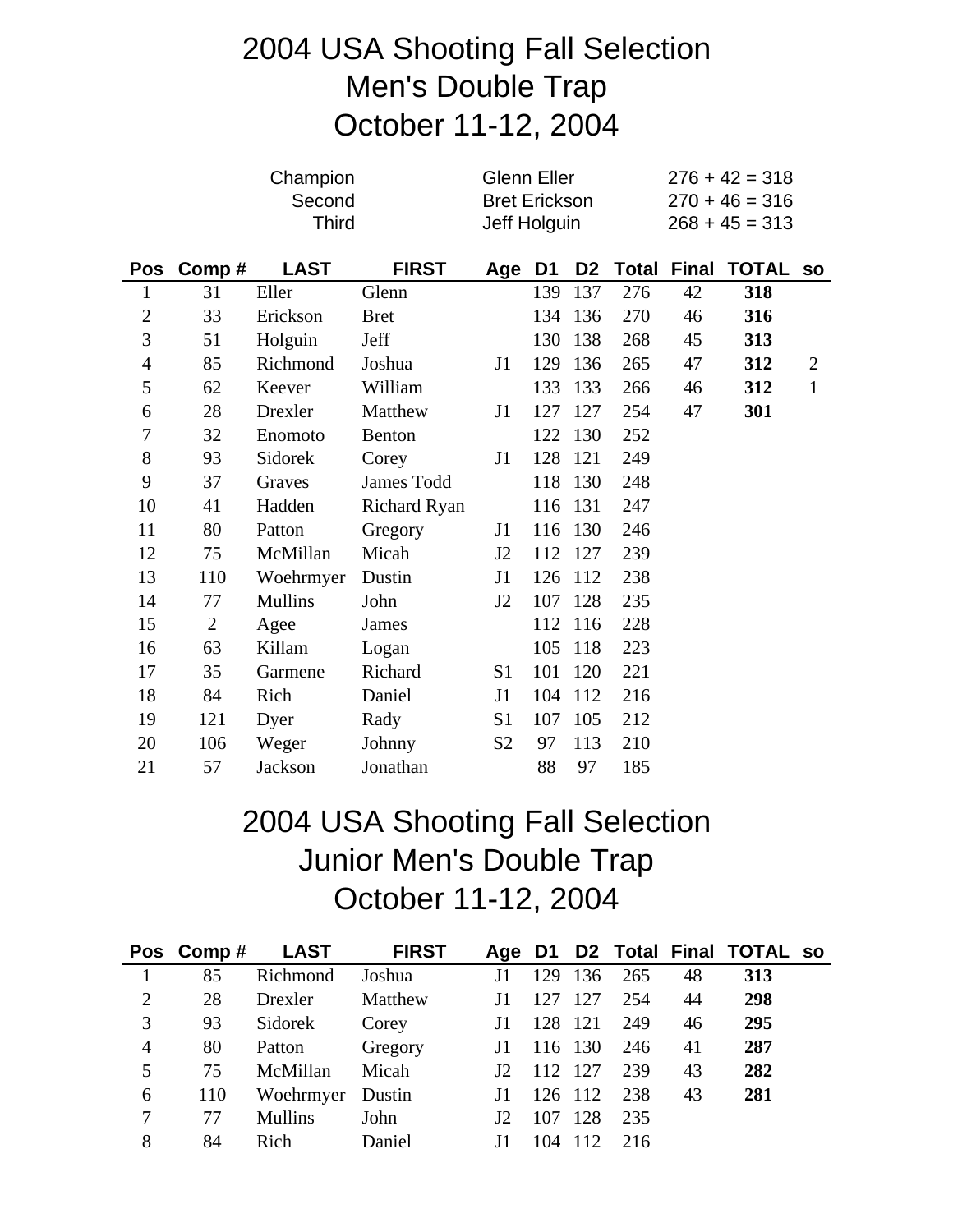# 2004 USA Shooting Fall Selection
# Men's Double Trap
# October 11-12, 2004

| | | |
|---|---|---|
| Champion | Glenn Eller | 276 + 42 = 318 |
| Second | Bret Erickson | 270 + 46 = 316 |
| Third | Jeff Holguin | 268 + 45 = 313 |

| Pos | Comp # | LAST | FIRST | Age | D1 | D2 | Total | Final | TOTAL | so |
|---|---|---|---|---|---|---|---|---|---|---|
| 1 | 31 | Eller | Glenn | | 139 | 137 | 276 | 42 | **318** | |
| 2 | 33 | Erickson | Bret | | 134 | 136 | 270 | 46 | **316** | |
| 3 | 51 | Holguin | Jeff | | 130 | 138 | 268 | 45 | **313** | |
| 4 | 85 | Richmond | Joshua | J1 | 129 | 136 | 265 | 47 | **312** | 2 |
| 5 | 62 | Keever | William | | 133 | 133 | 266 | 46 | **312** | 1 |
| 6 | 28 | Drexler | Matthew | J1 | 127 | 127 | 254 | 47 | **301** | |
| 7 | 32 | Enomoto | Benton | | 122 | 130 | 252 | | | |
| 8 | 93 | Sidorek | Corey | J1 | 128 | 121 | 249 | | | |
| 9 | 37 | Graves | James Todd | | 118 | 130 | 248 | | | |
| 10 | 41 | Hadden | Richard Ryan | | 116 | 131 | 247 | | | |
| 11 | 80 | Patton | Gregory | J1 | 116 | 130 | 246 | | | |
| 12 | 75 | McMillan | Micah | J2 | 112 | 127 | 239 | | | |
| 13 | 110 | Woehrmyer | Dustin | J1 | 126 | 112 | 238 | | | |
| 14 | 77 | Mullins | John | J2 | 107 | 128 | 235 | | | |
| 15 | 2 | Agee | James | | 112 | 116 | 228 | | | |
| 16 | 63 | Killam | Logan | | 105 | 118 | 223 | | | |
| 17 | 35 | Garmene | Richard | S1 | 101 | 120 | 221 | | | |
| 18 | 84 | Rich | Daniel | J1 | 104 | 112 | 216 | | | |
| 19 | 121 | Dyer | Rady | S1 | 107 | 105 | 212 | | | |
| 20 | 106 | Weger | Johnny | S2 | 97 | 113 | 210 | | | |
| 21 | 57 | Jackson | Jonathan | | 88 | 97 | 185 | | | |

# 2004 USA Shooting Fall Selection
# Junior Men's Double Trap
# October 11-12, 2004

| Pos | Comp # | LAST | FIRST | Age | D1 | D2 | Total | Final | TOTAL | so |
|---|---|---|---|---|---|---|---|---|---|---|
| 1 | 85 | Richmond | Joshua | J1 | 129 | 136 | 265 | 48 | **313** | |
| 2 | 28 | Drexler | Matthew | J1 | 127 | 127 | 254 | 44 | **298** | |
| 3 | 93 | Sidorek | Corey | J1 | 128 | 121 | 249 | 46 | **295** | |
| 4 | 80 | Patton | Gregory | J1 | 116 | 130 | 246 | 41 | **287** | |
| 5 | 75 | McMillan | Micah | J2 | 112 | 127 | 239 | 43 | **282** | |
| 6 | 110 | Woehrmyer | Dustin | J1 | 126 | 112 | 238 | 43 | **281** | |
| 7 | 77 | Mullins | John | J2 | 107 | 128 | 235 | | | |
| 8 | 84 | Rich | Daniel | J1 | 104 | 112 | 216 | | | |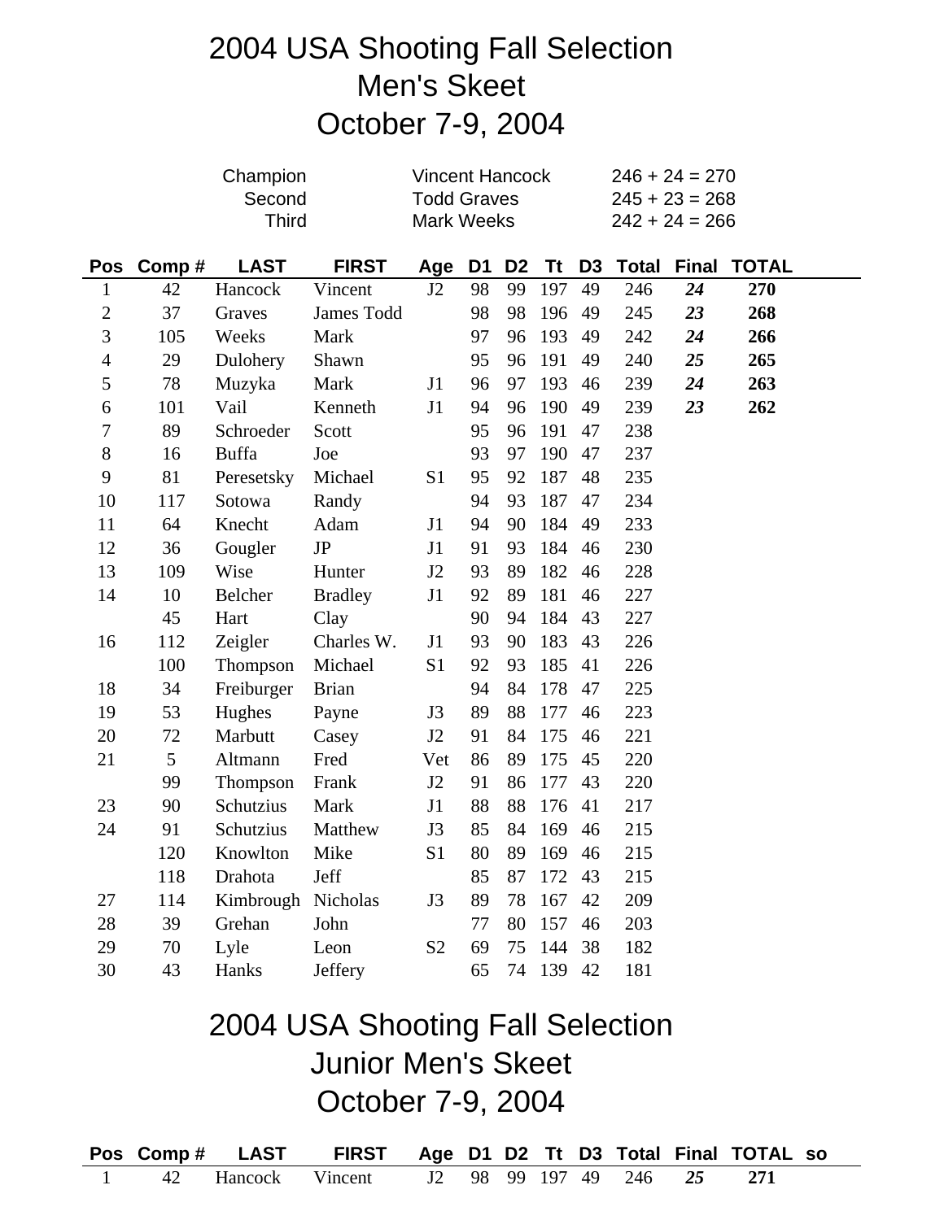# 2004 USA Shooting Fall Selection
# Men's Skeet
# October 7-9, 2004

| | | |
|---|---|---|
| Champion | Vincent Hancock | 246 + 24 = 270 |
| Second | Todd Graves | 245 + 23 = 268 |
| Third | Mark Weeks | 242 + 24 = 266 |

| Pos | Comp # | LAST | FIRST | Age | D1 | D2 | Tt | D3 | Total | Final | TOTAL |
|---|---|---|---|---|---|---|---|---|---|---|---|
| 1 | 42 | Hancock | Vincent | J2 | 98 | 99 | 197 | 49 | 246 | ***24*** | **270** |
| 2 | 37 | Graves | James Todd | | 98 | 98 | 196 | 49 | 245 | ***23*** | **268** |
| 3 | 105 | Weeks | Mark | | 97 | 96 | 193 | 49 | 242 | ***24*** | **266** |
| 4 | 29 | Dulohery | Shawn | | 95 | 96 | 191 | 49 | 240 | ***25*** | **265** |
| 5 | 78 | Muzyka | Mark | J1 | 96 | 97 | 193 | 46 | 239 | ***24*** | **263** |
| 6 | 101 | Vail | Kenneth | J1 | 94 | 96 | 190 | 49 | 239 | ***23*** | **262** |
| 7 | 89 | Schroeder | Scott | | 95 | 96 | 191 | 47 | 238 | | |
| 8 | 16 | Buffa | Joe | | 93 | 97 | 190 | 47 | 237 | | |
| 9 | 81 | Peresetsky | Michael | S1 | 95 | 92 | 187 | 48 | 235 | | |
| 10 | 117 | Sotowa | Randy | | 94 | 93 | 187 | 47 | 234 | | |
| 11 | 64 | Knecht | Adam | J1 | 94 | 90 | 184 | 49 | 233 | | |
| 12 | 36 | Gougler | JP | J1 | 91 | 93 | 184 | 46 | 230 | | |
| 13 | 109 | Wise | Hunter | J2 | 93 | 89 | 182 | 46 | 228 | | |
| 14 | 10 | Belcher | Bradley | J1 | 92 | 89 | 181 | 46 | 227 | | |
| | 45 | Hart | Clay | | 90 | 94 | 184 | 43 | 227 | | |
| 16 | 112 | Zeigler | Charles W. | J1 | 93 | 90 | 183 | 43 | 226 | | |
| | 100 | Thompson | Michael | S1 | 92 | 93 | 185 | 41 | 226 | | |
| 18 | 34 | Freiburger | Brian | | 94 | 84 | 178 | 47 | 225 | | |
| 19 | 53 | Hughes | Payne | J3 | 89 | 88 | 177 | 46 | 223 | | |
| 20 | 72 | Marbutt | Casey | J2 | 91 | 84 | 175 | 46 | 221 | | |
| 21 | 5 | Altmann | Fred | Vet | 86 | 89 | 175 | 45 | 220 | | |
| | 99 | Thompson | Frank | J2 | 91 | 86 | 177 | 43 | 220 | | |
| 23 | 90 | Schutzius | Mark | J1 | 88 | 88 | 176 | 41 | 217 | | |
| 24 | 91 | Schutzius | Matthew | J3 | 85 | 84 | 169 | 46 | 215 | | |
| | 120 | Knowlton | Mike | S1 | 80 | 89 | 169 | 46 | 215 | | |
| | 118 | Drahota | Jeff | | 85 | 87 | 172 | 43 | 215 | | |
| 27 | 114 | Kimbrough | Nicholas | J3 | 89 | 78 | 167 | 42 | 209 | | |
| 28 | 39 | Grehan | John | | 77 | 80 | 157 | 46 | 203 | | |
| 29 | 70 | Lyle | Leon | S2 | 69 | 75 | 144 | 38 | 182 | | |
| 30 | 43 | Hanks | Jeffery | | 65 | 74 | 139 | 42 | 181 | | |

# 2004 USA Shooting Fall Selection
# Junior Men's Skeet
# October 7-9, 2004

| Pos | Comp # | LAST | FIRST | Age | D1 | D2 | Tt | D3 | Total | Final | TOTAL | so |
|---|---|---|---|---|---|---|---|---|---|---|---|---|
| 1 | 42 | Hancock | Vincent | J2 | 98 | 99 | 197 | 49 | 246 | ***25*** | **271** | |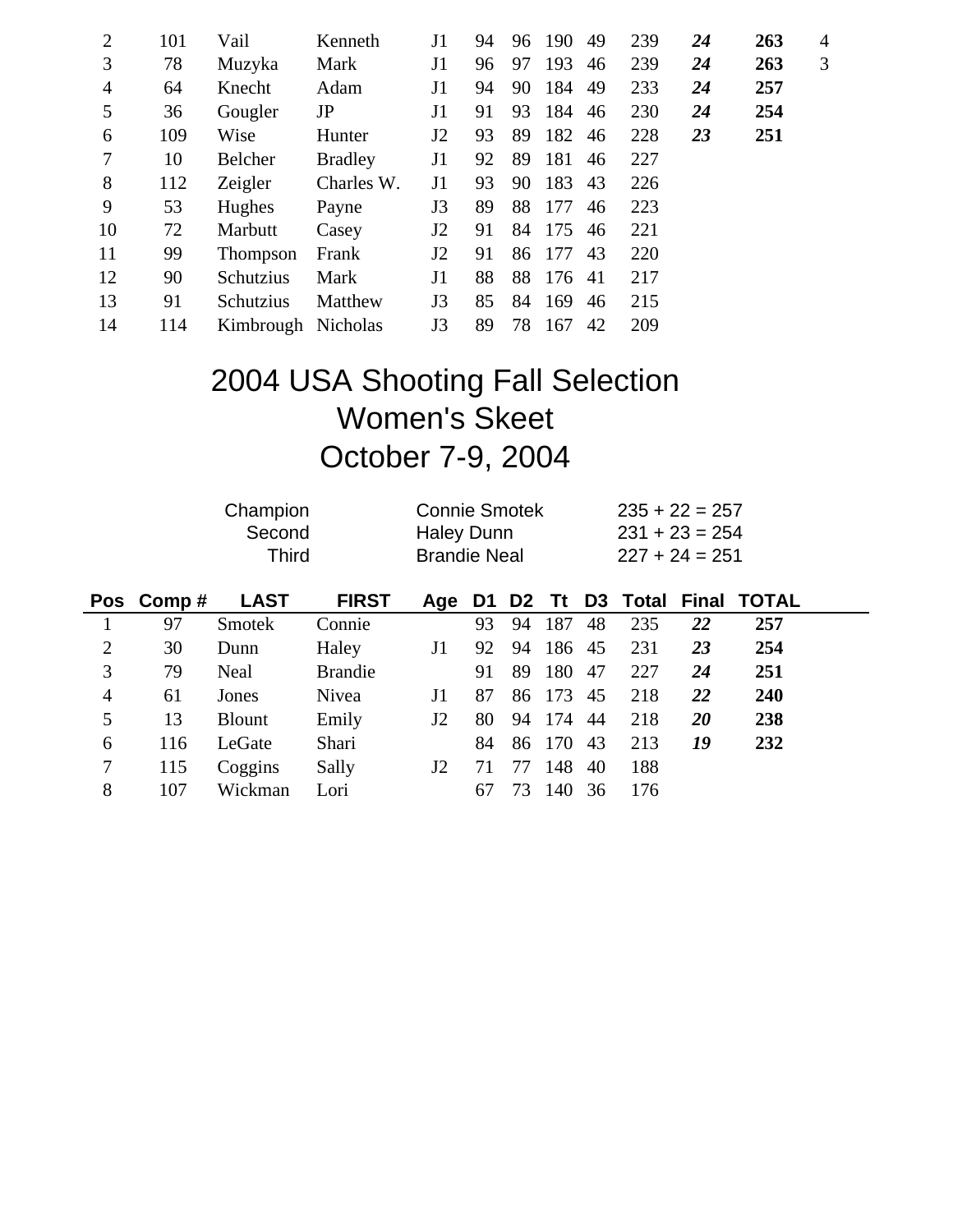| | | | | | | | | | | | | |
|---|---|---|---|---|---|---|---|---|---|---|---|---|
| 2 | 101 | Vail | Kenneth | J1 | 94 | 96 | 190 | 49 | 239 | ***24*** | **263** | 4 |
| 3 | 78 | Muzyka | Mark | J1 | 96 | 97 | 193 | 46 | 239 | ***24*** | **263** | 3 |
| 4 | 64 | Knecht | Adam | J1 | 94 | 90 | 184 | 49 | 233 | ***24*** | **257** | |
| 5 | 36 | Gougler | JP | J1 | 91 | 93 | 184 | 46 | 230 | ***24*** | **254** | |
| 6 | 109 | Wise | Hunter | J2 | 93 | 89 | 182 | 46 | 228 | ***23*** | **251** | |
| 7 | 10 | Belcher | Bradley | J1 | 92 | 89 | 181 | 46 | 227 | | | |
| 8 | 112 | Zeigler | Charles W. | J1 | 93 | 90 | 183 | 43 | 226 | | | |
| 9 | 53 | Hughes | Payne | J3 | 89 | 88 | 177 | 46 | 223 | | | |
| 10 | 72 | Marbutt | Casey | J2 | 91 | 84 | 175 | 46 | 221 | | | |
| 11 | 99 | Thompson | Frank | J2 | 91 | 86 | 177 | 43 | 220 | | | |
| 12 | 90 | Schutzius | Mark | J1 | 88 | 88 | 176 | 41 | 217 | | | |
| 13 | 91 | Schutzius | Matthew | J3 | 85 | 84 | 169 | 46 | 215 | | | |
| 14 | 114 | Kimbrough | Nicholas | J3 | 89 | 78 | 167 | 42 | 209 | | | |

# 2004 USA Shooting Fall Selection
# Women's Skeet
# October 7-9, 2004

| | | |
|---|---|---|
| Champion | Connie Smotek | 235 + 22 = 257 |
| Second | Haley Dunn | 231 + 23 = 254 |
| Third | Brandie Neal | 227 + 24 = 251 |

| Pos | Comp # | LAST | FIRST | Age | D1 | D2 | Tt | D3 | Total | Final | TOTAL |
|---|---|---|---|---|---|---|---|---|---|---|---|
| 1 | 97 | Smotek | Connie | | 93 | 94 | 187 | 48 | 235 | ***22*** | **257** |
| 2 | 30 | Dunn | Haley | J1 | 92 | 94 | 186 | 45 | 231 | ***23*** | **254** |
| 3 | 79 | Neal | Brandie | | 91 | 89 | 180 | 47 | 227 | ***24*** | **251** |
| 4 | 61 | Jones | Nivea | J1 | 87 | 86 | 173 | 45 | 218 | ***22*** | **240** |
| 5 | 13 | Blount | Emily | J2 | 80 | 94 | 174 | 44 | 218 | ***20*** | **238** |
| 6 | 116 | LeGate | Shari | | 84 | 86 | 170 | 43 | 213 | ***19*** | **232** |
| 7 | 115 | Coggins | Sally | J2 | 71 | 77 | 148 | 40 | 188 | | |
| 8 | 107 | Wickman | Lori | | 67 | 73 | 140 | 36 | 176 | | |